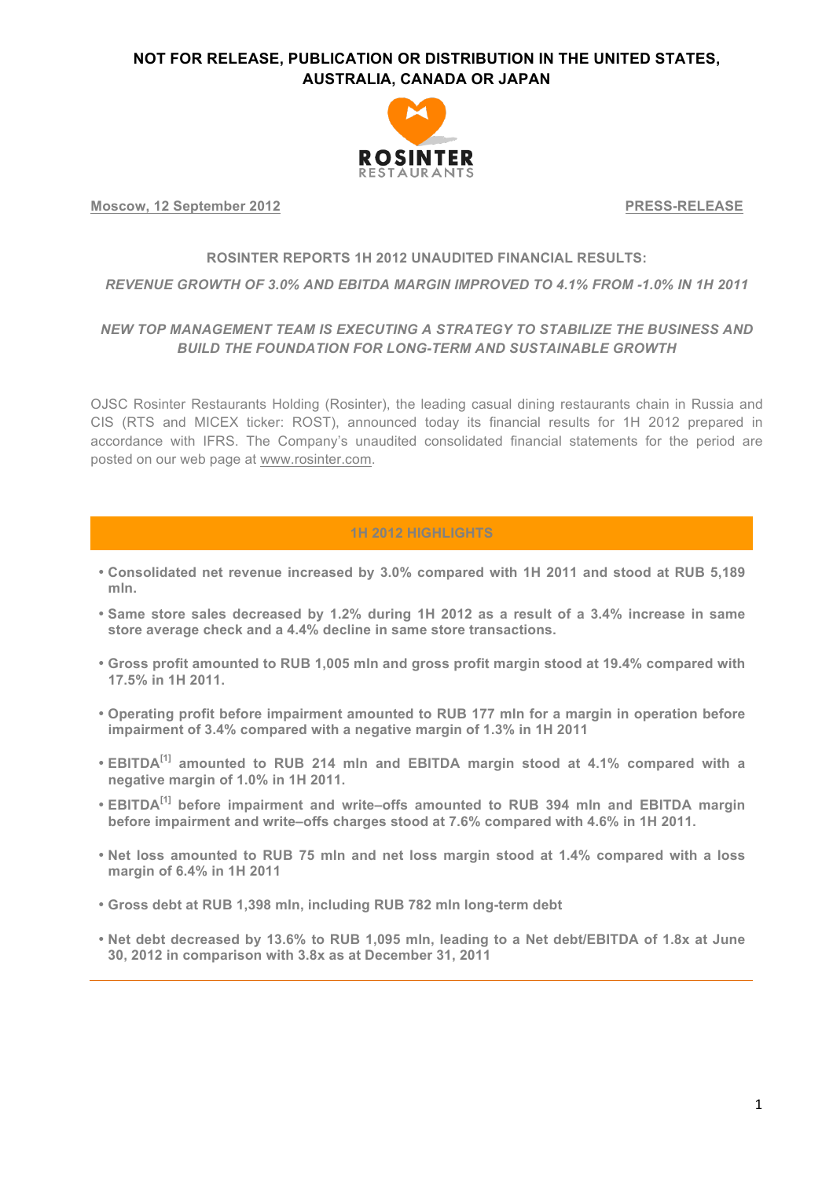**NOT FOR RELEASE, PUBLICATION OR DISTRIBUTION IN THE UNITED STATES, AUSTRALIA, CANADA OR JAPAN**

ROSINTER RESTAURANTS

**Moscow, 12 September 2012** **PRESS-RELEASE**

## ROSINTER REPORTS 1H 2012 UNAUDITED FINANCIAL RESULTS:

***REVENUE GROWTH OF 3.0% AND EBITDA MARGIN IMPROVED TO 4.1% FROM -1.0% IN 1H 2011***

***NEW TOP MANAGEMENT TEAM IS EXECUTING A STRATEGY TO STABILIZE THE BUSINESS AND BUILD THE FOUNDATION FOR LONG-TERM AND SUSTAINABLE GROWTH***

OJSC Rosinter Restaurants Holding (Rosinter), the leading casual dining restaurants chain in Russia and CIS (RTS and MICEX ticker: ROST), announced today its financial results for 1H 2012 prepared in accordance with IFRS. The Company's unaudited consolidated financial statements for the period are posted on our web page at www.rosinter.com.

## 1H 2012 HIGHLIGHTS

- **Consolidated net revenue increased by 3.0% compared with 1H 2011 and stood at RUB 5,189 mln.**
- **Same store sales decreased by 1.2% during 1H 2012 as a result of a 3.4% increase in same store average check and a 4.4% decline in same store transactions.**
- **Gross profit amounted to RUB 1,005 mln and gross profit margin stood at 19.4% compared with 17.5% in 1H 2011.**
- **Operating profit before impairment amounted to RUB 177 mln for a margin in operation before impairment of 3.4% compared with a negative margin of 1.3% in 1H 2011**
- **EBITDA[1] amounted to RUB 214 mln and EBITDA margin stood at 4.1% compared with a negative margin of 1.0% in 1H 2011.**
- **EBITDA[1] before impairment and write–offs amounted to RUB 394 mln and EBITDA margin before impairment and write–offs charges stood at 7.6% compared with 4.6% in 1H 2011.**
- **Net loss amounted to RUB 75 mln and net loss margin stood at 1.4% compared with a loss margin of 6.4% in 1H 2011**
- **Gross debt at RUB 1,398 mln, including RUB 782 mln long-term debt**
- **Net debt decreased by 13.6% to RUB 1,095 mln, leading to a Net debt/EBITDA of 1.8x at June 30, 2012 in comparison with 3.8x as at December 31, 2011**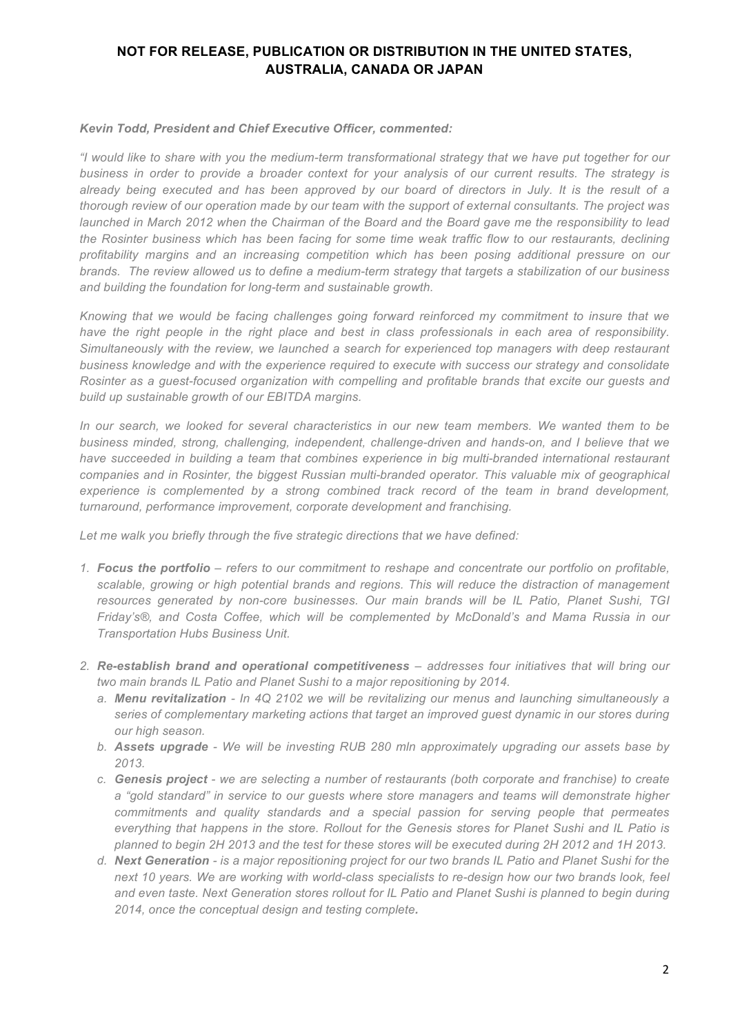**NOT FOR RELEASE, PUBLICATION OR DISTRIBUTION IN THE UNITED STATES, AUSTRALIA, CANADA OR JAPAN**

***Kevin Todd, President and Chief Executive Officer, commented:***

*"I would like to share with you the medium-term transformational strategy that we have put together for our business in order to provide a broader context for your analysis of our current results. The strategy is already being executed and has been approved by our board of directors in July. It is the result of a thorough review of our operation made by our team with the support of external consultants. The project was launched in March 2012 when the Chairman of the Board and the Board gave me the responsibility to lead the Rosinter business which has been facing for some time weak traffic flow to our restaurants, declining profitability margins and an increasing competition which has been posing additional pressure on our brands. The review allowed us to define a medium-term strategy that targets a stabilization of our business and building the foundation for long-term and sustainable growth.*

*Knowing that we would be facing challenges going forward reinforced my commitment to insure that we have the right people in the right place and best in class professionals in each area of responsibility. Simultaneously with the review, we launched a search for experienced top managers with deep restaurant business knowledge and with the experience required to execute with success our strategy and consolidate Rosinter as a guest-focused organization with compelling and profitable brands that excite our guests and build up sustainable growth of our EBITDA margins.*

*In our search, we looked for several characteristics in our new team members. We wanted them to be business minded, strong, challenging, independent, challenge-driven and hands-on, and I believe that we have succeeded in building a team that combines experience in big multi-branded international restaurant companies and in Rosinter, the biggest Russian multi-branded operator. This valuable mix of geographical experience is complemented by a strong combined track record of the team in brand development, turnaround, performance improvement, corporate development and franchising.*

*Let me walk you briefly through the five strategic directions that we have defined:*

1. ***Focus the portfolio*** *– refers to our commitment to reshape and concentrate our portfolio on profitable, scalable, growing or high potential brands and regions. This will reduce the distraction of management resources generated by non-core businesses. Our main brands will be IL Patio, Planet Sushi, TGI Friday's®, and Costa Coffee, which will be complemented by McDonald's and Mama Russia in our Transportation Hubs Business Unit.*

2. ***Re-establish brand and operational competitiveness*** *– addresses four initiatives that will bring our two main brands IL Patio and Planet Sushi to a major repositioning by 2014.*
   a. ***Menu revitalization*** *- In 4Q 2102 we will be revitalizing our menus and launching simultaneously a series of complementary marketing actions that target an improved guest dynamic in our stores during our high season.*
   b. ***Assets upgrade*** *- We will be investing RUB 280 mln approximately upgrading our assets base by 2013.*
   c. ***Genesis project*** *- we are selecting a number of restaurants (both corporate and franchise) to create a "gold standard" in service to our guests where store managers and teams will demonstrate higher commitments and quality standards and a special passion for serving people that permeates everything that happens in the store. Rollout for the Genesis stores for Planet Sushi and IL Patio is planned to begin 2H 2013 and the test for these stores will be executed during 2H 2012 and 1H 2013.*
   d. ***Next Generation*** *- is a major repositioning project for our two brands IL Patio and Planet Sushi for the next 10 years. We are working with world-class specialists to re-design how our two brands look, feel and even taste. Next Generation stores rollout for IL Patio and Planet Sushi is planned to begin during 2014, once the conceptual design and testing complete.*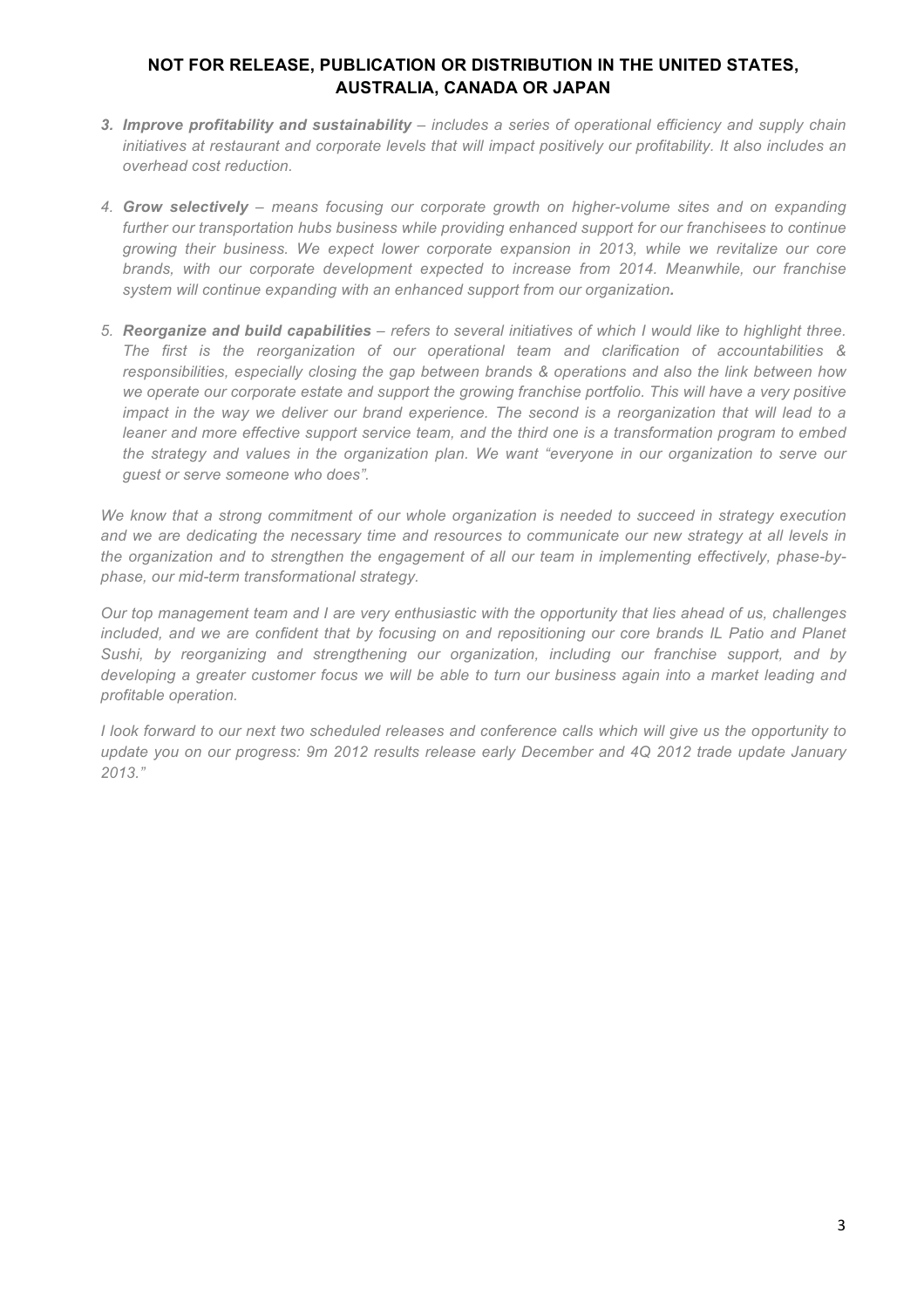**NOT FOR RELEASE, PUBLICATION OR DISTRIBUTION IN THE UNITED STATES, AUSTRALIA, CANADA OR JAPAN**

3. ***Improve profitability and sustainability*** *– includes a series of operational efficiency and supply chain initiatives at restaurant and corporate levels that will impact positively our profitability. It also includes an overhead cost reduction.*

4. ***Grow selectively*** *– means focusing our corporate growth on higher-volume sites and on expanding further our transportation hubs business while providing enhanced support for our franchisees to continue growing their business. We expect lower corporate expansion in 2013, while we revitalize our core brands, with our corporate development expected to increase from 2014. Meanwhile, our franchise system will continue expanding with an enhanced support from our organization.*

5. ***Reorganize and build capabilities*** *– refers to several initiatives of which I would like to highlight three. The first is the reorganization of our operational team and clarification of accountabilities & responsibilities, especially closing the gap between brands & operations and also the link between how we operate our corporate estate and support the growing franchise portfolio. This will have a very positive impact in the way we deliver our brand experience. The second is a reorganization that will lead to a leaner and more effective support service team, and the third one is a transformation program to embed the strategy and values in the organization plan. We want "everyone in our organization to serve our guest or serve someone who does".*

*We know that a strong commitment of our whole organization is needed to succeed in strategy execution and we are dedicating the necessary time and resources to communicate our new strategy at all levels in the organization and to strengthen the engagement of all our team in implementing effectively, phase-by-phase, our mid-term transformational strategy.*

*Our top management team and I are very enthusiastic with the opportunity that lies ahead of us, challenges included, and we are confident that by focusing on and repositioning our core brands IL Patio and Planet Sushi, by reorganizing and strengthening our organization, including our franchise support, and by developing a greater customer focus we will be able to turn our business again into a market leading and profitable operation.*

*I look forward to our next two scheduled releases and conference calls which will give us the opportunity to update you on our progress: 9m 2012 results release early December and 4Q 2012 trade update January 2013."*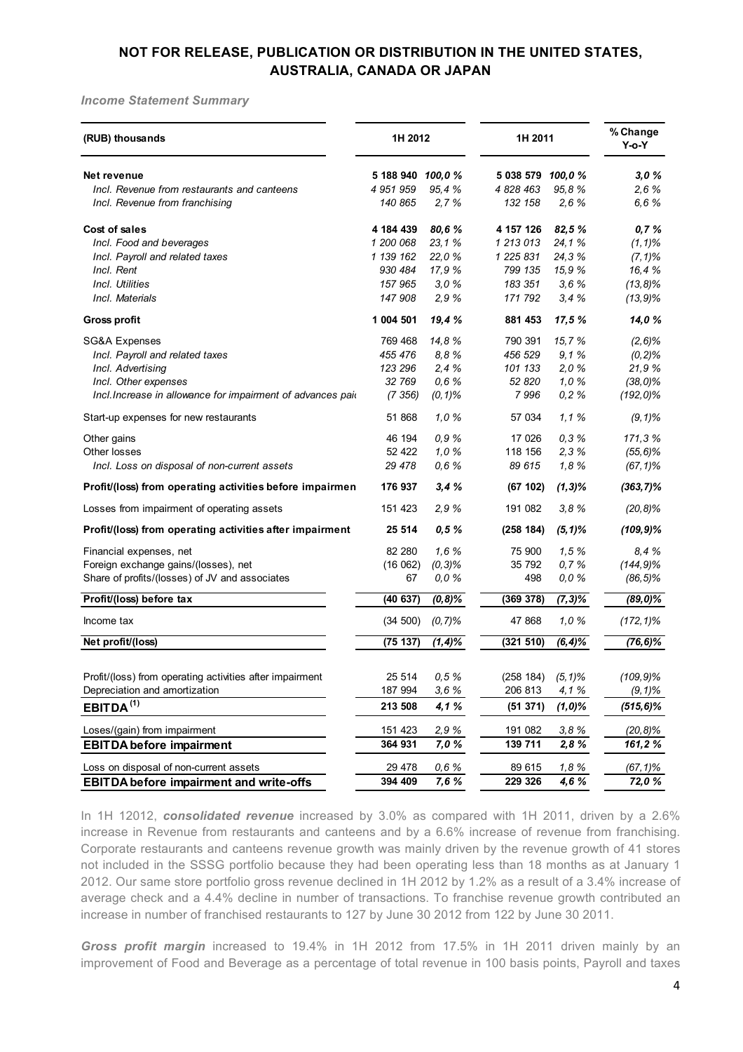## NOT FOR RELEASE, PUBLICATION OR DISTRIBUTION IN THE UNITED STATES, AUSTRALIA, CANADA OR JAPAN

*Income Statement Summary*

| (RUB) thousands | 1H 2012 | | 1H 2011 | | % Change Y-o-Y |
|---|---|---|---|---|---|
| **Net revenue** | **5 188 940** | ***100,0 %*** | **5 038 579** | ***100,0 %*** | ***3,0 %*** |
| *Incl. Revenue from restaurants and canteens* | *4 951 959* | *95,4 %* | *4 828 463* | *95,8 %* | *2,6 %* |
| *Incl. Revenue from franchising* | *140 865* | *2,7 %* | *132 158* | *2,6 %* | *6,6 %* |
| **Cost of sales** | **4 184 439** | ***80,6 %*** | **4 157 126** | ***82,5 %*** | ***0,7 %*** |
| *Incl. Food and beverages* | *1 200 068* | *23,1 %* | *1 213 013* | *24,1 %* | *(1,1)%* |
| *Incl. Payroll and related taxes* | *1 139 162* | *22,0 %* | *1 225 831* | *24,3 %* | *(7,1)%* |
| *Incl. Rent* | *930 484* | *17,9 %* | *799 135* | *15,9 %* | *16,4 %* |
| *Incl. Utilities* | *157 965* | *3,0 %* | *183 351* | *3,6 %* | *(13,8)%* |
| *Incl. Materials* | *147 908* | *2,9 %* | *171 792* | *3,4 %* | *(13,9)%* |
| **Gross profit** | **1 004 501** | ***19,4 %*** | **881 453** | ***17,5 %*** | ***14,0 %*** |
| SG&A Expenses | 769 468 | *14,8 %* | 790 391 | *15,7 %* | *(2,6)%* |
| *Incl. Payroll and related taxes* | *455 476* | *8,8 %* | *456 529* | *9,1 %* | *(0,2)%* |
| *Incl. Advertising* | *123 296* | *2,4 %* | *101 133* | *2,0 %* | *21,9 %* |
| *Incl. Other expenses* | *32 769* | *0,6 %* | *52 820* | *1,0 %* | *(38,0)%* |
| *Incl.Increase in allowance for impairment of advances paid* | *(7 356)* | *(0,1)%* | *7 996* | *0,2 %* | *(192,0)%* |
| Start-up expenses for new restaurants | 51 868 | *1,0 %* | 57 034 | *1,1 %* | *(9,1)%* |
| Other gains | 46 194 | *0,9 %* | 17 026 | *0,3 %* | *171,3 %* |
| Other losses | 52 422 | *1,0 %* | 118 156 | *2,3 %* | *(55,6)%* |
| *Incl. Loss on disposal of non-current assets* | *29 478* | *0,6 %* | *89 615* | *1,8 %* | *(67,1)%* |
| **Profit/(loss) from operating activities before impairment** | **176 937** | ***3,4 %*** | **(67 102)** | ***(1,3)%*** | ***(363,7)%*** |
| Losses from impairment of operating assets | 151 423 | *2,9 %* | 191 082 | *3,8 %* | *(20,8)%* |
| **Profit/(loss) from operating activities after impairment** | **25 514** | ***0,5 %*** | **(258 184)** | ***(5,1)%*** | ***(109,9)%*** |
| Financial expenses, net | 82 280 | *1,6 %* | 75 900 | *1,5 %* | *8,4 %* |
| Foreign exchange gains/(losses), net | (16 062) | *(0,3)%* | 35 792 | *0,7 %* | *(144,9)%* |
| Share of profits/(losses) of JV and associates | 67 | *0,0 %* | 498 | *0,0 %* | *(86,5)%* |
| **Profit/(loss) before tax** | **(40 637)** | ***(0,8)%*** | **(369 378)** | ***(7,3)%*** | ***(89,0)%*** |
| Income tax | (34 500) | *(0,7)%* | 47 868 | *1,0 %* | *(172,1)%* |
| **Net profit/(loss)** | **(75 137)** | ***(1,4)%*** | **(321 510)** | ***(6,4)%*** | ***(76,6)%*** |
| Profit/(loss) from operating activities after impairment | 25 514 | *0,5 %* | (258 184) | *(5,1)%* | *(109,9)%* |
| Depreciation and amortization | 187 994 | *3,6 %* | 206 813 | *4,1 %* | *(9,1)%* |
| **EBITDA [(1)]** | **213 508** | ***4,1 %*** | **(51 371)** | ***(1,0)%*** | ***(515,6)%*** |
| Loses/(gain) from impairment | 151 423 | *2,9 %* | 191 082 | *3,8 %* | *(20,8)%* |
| **EBITDA before impairment** | **364 931** | ***7,0 %*** | **139 711** | ***2,8 %*** | ***161,2 %*** |
| Loss on disposal of non-current assets | 29 478 | *0,6 %* | 89 615 | *1,8 %* | *(67,1)%* |
| **EBITDA before impairment and write-offs** | **394 409** | ***7,6 %*** | **229 326** | ***4,6 %*** | ***72,0 %*** |

In 1H 12012, ***consolidated revenue*** increased by 3.0% as compared with 1H 2011, driven by a 2.6% increase in Revenue from restaurants and canteens and by a 6.6% increase of revenue from franchising. Corporate restaurants and canteens revenue growth was mainly driven by the revenue growth of 41 stores not included in the SSSG portfolio because they had been operating less than 18 months as at January 1 2012. Our same store portfolio gross revenue declined in 1H 2012 by 1.2% as a result of a 3.4% increase of average check and a 4.4% decline in number of transactions. To franchise revenue growth contributed an increase in number of franchised restaurants to 127 by June 30 2012 from 122 by June 30 2011.

***Gross profit margin*** increased to 19.4% in 1H 2012 from 17.5% in 1H 2011 driven mainly by an improvement of Food and Beverage as a percentage of total revenue in 100 basis points, Payroll and taxes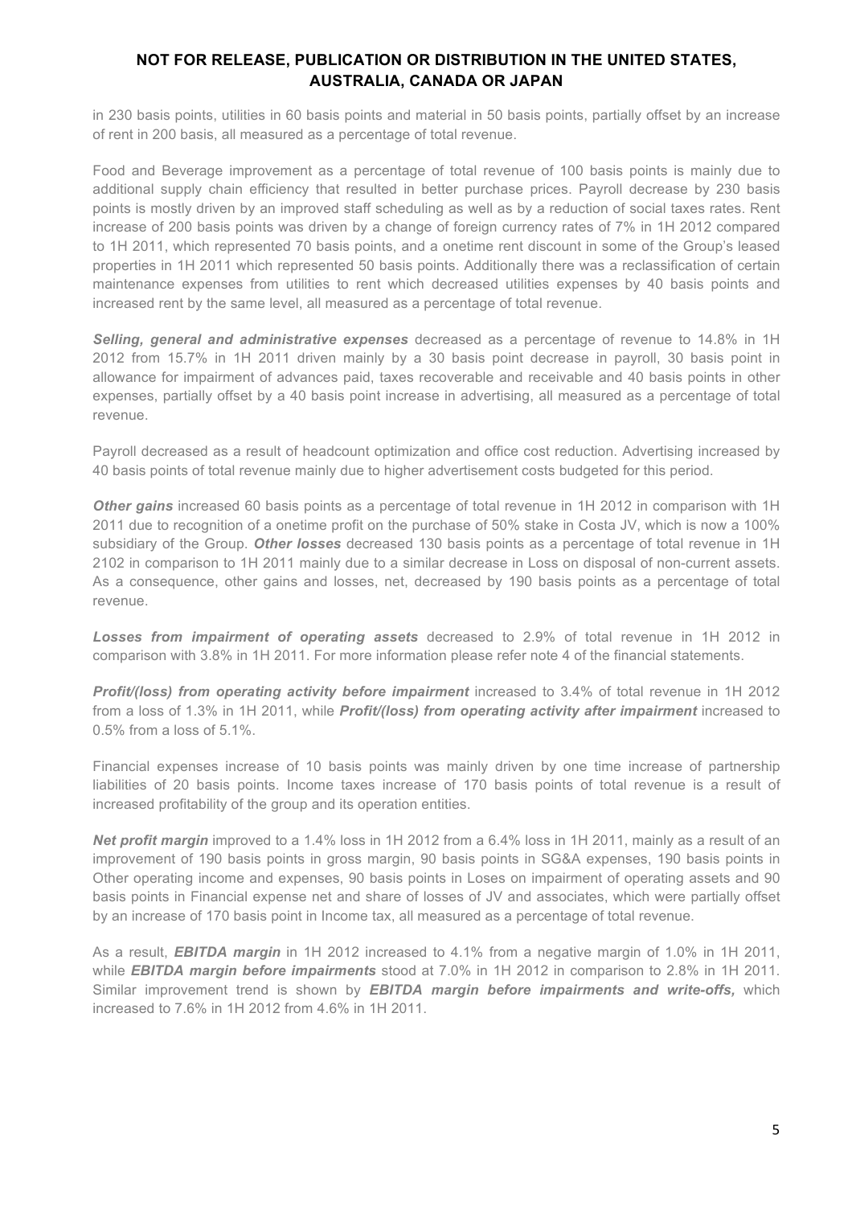in 230 basis points, utilities in 60 basis points and material in 50 basis points, partially offset by an increase of rent in 200 basis, all measured as a percentage of total revenue.

Food and Beverage improvement as a percentage of total revenue of 100 basis points is mainly due to additional supply chain efficiency that resulted in better purchase prices. Payroll decrease by 230 basis points is mostly driven by an improved staff scheduling as well as by a reduction of social taxes rates. Rent increase of 200 basis points was driven by a change of foreign currency rates of 7% in 1H 2012 compared to 1H 2011, which represented 70 basis points, and a onetime rent discount in some of the Group's leased properties in 1H 2011 which represented 50 basis points. Additionally there was a reclassification of certain maintenance expenses from utilities to rent which decreased utilities expenses by 40 basis points and increased rent by the same level, all measured as a percentage of total revenue.

***Selling, general and administrative expenses*** decreased as a percentage of revenue to 14.8% in 1H 2012 from 15.7% in 1H 2011 driven mainly by a 30 basis point decrease in payroll, 30 basis point in allowance for impairment of advances paid, taxes recoverable and receivable and 40 basis points in other expenses, partially offset by a 40 basis point increase in advertising, all measured as a percentage of total revenue.

Payroll decreased as a result of headcount optimization and office cost reduction. Advertising increased by 40 basis points of total revenue mainly due to higher advertisement costs budgeted for this period.

***Other gains*** increased 60 basis points as a percentage of total revenue in 1H 2012 in comparison with 1H 2011 due to recognition of a onetime profit on the purchase of 50% stake in Costa JV, which is now a 100% subsidiary of the Group. ***Other losses*** decreased 130 basis points as a percentage of total revenue in 1H 2102 in comparison to 1H 2011 mainly due to a similar decrease in Loss on disposal of non-current assets. As a consequence, other gains and losses, net, decreased by 190 basis points as a percentage of total revenue.

***Losses from impairment of operating assets*** decreased to 2.9% of total revenue in 1H 2012 in comparison with 3.8% in 1H 2011. For more information please refer note 4 of the financial statements.

***Profit/(loss) from operating activity before impairment*** increased to 3.4% of total revenue in 1H 2012 from a loss of 1.3% in 1H 2011, while ***Profit/(loss) from operating activity after impairment*** increased to 0.5% from a loss of 5.1%.

Financial expenses increase of 10 basis points was mainly driven by one time increase of partnership liabilities of 20 basis points. Income taxes increase of 170 basis points of total revenue is a result of increased profitability of the group and its operation entities.

***Net profit margin*** improved to a 1.4% loss in 1H 2012 from a 6.4% loss in 1H 2011, mainly as a result of an improvement of 190 basis points in gross margin, 90 basis points in SG&A expenses, 190 basis points in Other operating income and expenses, 90 basis points in Loses on impairment of operating assets and 90 basis points in Financial expense net and share of losses of JV and associates, which were partially offset by an increase of 170 basis point in Income tax, all measured as a percentage of total revenue.

As a result, ***EBITDA margin*** in 1H 2012 increased to 4.1% from a negative margin of 1.0% in 1H 2011, while ***EBITDA margin before impairments*** stood at 7.0% in 1H 2012 in comparison to 2.8% in 1H 2011. Similar improvement trend is shown by ***EBITDA margin before impairments and write-offs,*** which increased to 7.6% in 1H 2012 from 4.6% in 1H 2011.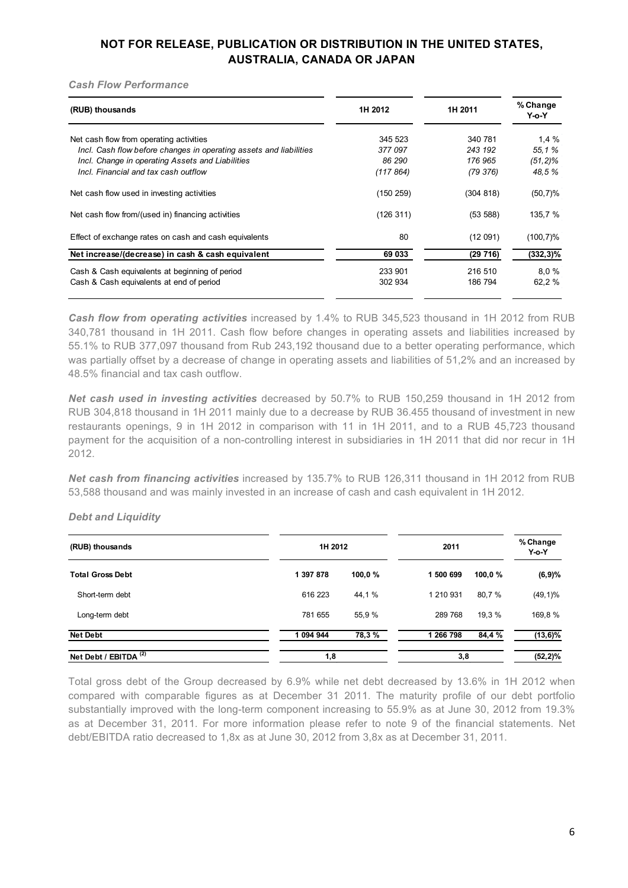**NOT FOR RELEASE, PUBLICATION OR DISTRIBUTION IN THE UNITED STATES, AUSTRALIA, CANADA OR JAPAN**

### *Cash Flow Performance*

| (RUB) thousands | 1H 2012 | 1H 2011 | % Change Y-o-Y |
|---|---|---|---|
| Net cash flow from operating activities | 345 523 | 340 781 | 1,4 % |
| *Incl. Cash flow before changes in operating assets and liabilities* | *377 097* | *243 192* | *55,1 %* |
| *Incl. Change in operating Assets and Liabilities* | *86 290* | *176 965* | *(51,2)%* |
| *Incl. Financial and tax cash outflow* | *(117 864)* | *(79 376)* | *48,5 %* |
| Net cash flow used in investing activities | (150 259) | (304 818) | (50,7)% |
| Net cash flow from/(used in) financing activities | (126 311) | (53 588) | 135,7 % |
| Effect of exchange rates on cash and cash equivalents | 80 | (12 091) | (100,7)% |
| **Net increase/(decrease) in cash & cash equivalent** | **69 033** | **(29 716)** | **(332,3)%** |
| Cash & Cash equivalents at beginning of period | 233 901 | 216 510 | 8,0 % |
| Cash & Cash equivalents at end of period | 302 934 | 186 794 | 62,2 % |

***Cash flow from operating activities*** increased by 1.4% to RUB 345,523 thousand in 1H 2012 from RUB 340,781 thousand in 1H 2011. Cash flow before changes in operating assets and liabilities increased by 55.1% to RUB 377,097 thousand from Rub 243,192 thousand due to a better operating performance, which was partially offset by a decrease of change in operating assets and liabilities of 51,2% and an increased by 48.5% financial and tax cash outflow.

***Net cash used in investing activities*** decreased by 50.7% to RUB 150,259 thousand in 1H 2012 from RUB 304,818 thousand in 1H 2011 mainly due to a decrease by RUB 36.455 thousand of investment in new restaurants openings, 9 in 1H 2012 in comparison with 11 in 1H 2011, and to a RUB 45,723 thousand payment for the acquisition of a non-controlling interest in subsidiaries in 1H 2011 that did nor recur in 1H 2012.

***Net cash from financing activities*** increased by 135.7% to RUB 126,311 thousand in 1H 2012 from RUB 53,588 thousand and was mainly invested in an increase of cash and cash equivalent in 1H 2012.

### *Debt and Liquidity*

| (RUB) thousands | 1H 2012 | | 2011 | | % Change Y-o-Y |
|---|---|---|---|---|---|
| **Total Gross Debt** | **1 397 878** | **100,0 %** | **1 500 699** | **100,0 %** | **(6,9)%** |
| Short-term debt | 616 223 | 44,1 % | 1 210 931 | 80,7 % | (49,1)% |
| Long-term debt | 781 655 | 55,9 % | 289 768 | 19,3 % | 169,8 % |
| **Net Debt** | **1 094 944** | **78,3 %** | **1 266 798** | **84,4 %** | **(13,6)%** |
| **Net Debt / EBITDA [2]** | **1,8** | | **3,8** | | **(52,2)%** |

Total gross debt of the Group decreased by 6.9% while net debt decreased by 13.6% in 1H 2012 when compared with comparable figures as at December 31 2011. The maturity profile of our debt portfolio substantially improved with the long-term component increasing to 55.9% as at June 30, 2012 from 19.3% as at December 31, 2011. For more information please refer to note 9 of the financial statements. Net debt/EBITDA ratio decreased to 1,8x as at June 30, 2012 from 3,8x as at December 31, 2011.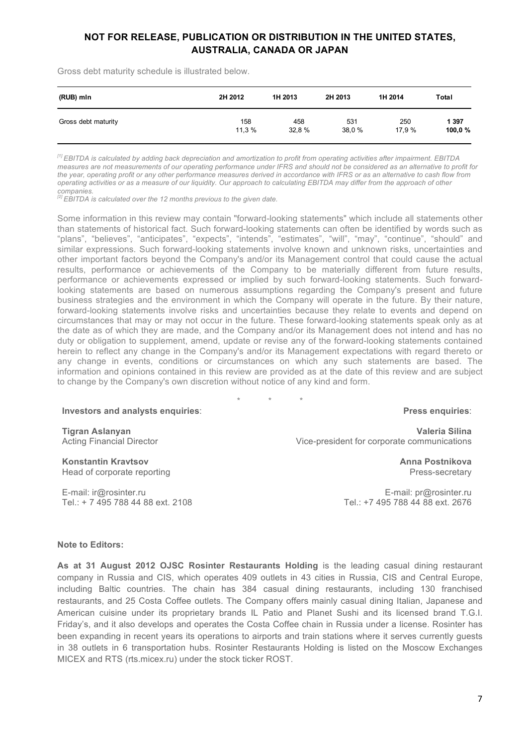**NOT FOR RELEASE, PUBLICATION OR DISTRIBUTION IN THE UNITED STATES, AUSTRALIA, CANADA OR JAPAN**

Gross debt maturity schedule is illustrated below.

| (RUB) mln | 2H 2012 | 1H 2013 | 2H 2013 | 1H 2014 | Total |
|---|---|---|---|---|---|
| Gross debt maturity | 158<br>11,3 % | 458<br>32,8 % | 531<br>38,0 % | 250<br>17,9 % | **1 397**<br>**100,0 %** |

*[1] EBITDA is calculated by adding back depreciation and amortization to profit from operating activities after impairment. EBITDA measures are not measurements of our operating performance under IFRS and should not be considered as an alternative to profit for the year, operating profit or any other performance measures derived in accordance with IFRS or as an alternative to cash flow from operating activities or as a measure of our liquidity. Our approach to calculating EBITDA may differ from the approach of other companies.*
*[2] EBITDA is calculated over the 12 months previous to the given date.*

Some information in this review may contain "forward-looking statements" which include all statements other than statements of historical fact. Such forward-looking statements can often be identified by words such as "plans", "believes", "anticipates", "expects", "intends", "estimates", "will", "may", "continue", "should" and similar expressions. Such forward-looking statements involve known and unknown risks, uncertainties and other important factors beyond the Company's and/or its Management control that could cause the actual results, performance or achievements of the Company to be materially different from future results, performance or achievements expressed or implied by such forward-looking statements. Such forward-looking statements are based on numerous assumptions regarding the Company's present and future business strategies and the environment in which the Company will operate in the future. By their nature, forward-looking statements involve risks and uncertainties because they relate to events and depend on circumstances that may or may not occur in the future. These forward-looking statements speak only as at the date as of which they are made, and the Company and/or its Management does not intend and has no duty or obligation to supplement, amend, update or revise any of the forward-looking statements contained herein to reflect any change in the Company's and/or its Management expectations with regard thereto or any change in events, conditions or circumstances on which any such statements are based. The information and opinions contained in this review are provided as at the date of this review and are subject to change by the Company's own discretion without notice of any kind and form.

\* \* \*

**Investors and analysts enquiries**:

**Tigran Aslanyan**
Acting Financial Director

**Konstantin Kravtsov**
Head of corporate reporting

E-mail: ir@rosinter.ru
Tel.: + 7 495 788 44 88 ext. 2108

**Press enquiries**:

**Valeria Silina**
Vice-president for corporate communications

**Anna Postnikova**
Press-secretary

E-mail: pr@rosinter.ru
Tel.: +7 495 788 44 88 ext. 2676

**Note to Editors:**

**As at 31 August 2012 OJSC Rosinter Restaurants Holding** is the leading casual dining restaurant company in Russia and CIS, which operates 409 outlets in 43 cities in Russia, CIS and Central Europe, including Baltic countries. The chain has 384 casual dining restaurants, including 130 franchised restaurants, and 25 Costa Coffee outlets. The Company offers mainly casual dining Italian, Japanese and American cuisine under its proprietary brands IL Patio and Planet Sushi and its licensed brand T.G.I. Friday's, and it also develops and operates the Costa Coffee chain in Russia under a license. Rosinter has been expanding in recent years its operations to airports and train stations where it serves currently guests in 38 outlets in 6 transportation hubs. Rosinter Restaurants Holding is listed on the Moscow Exchanges MICEX and RTS (rts.micex.ru) under the stock ticker ROST.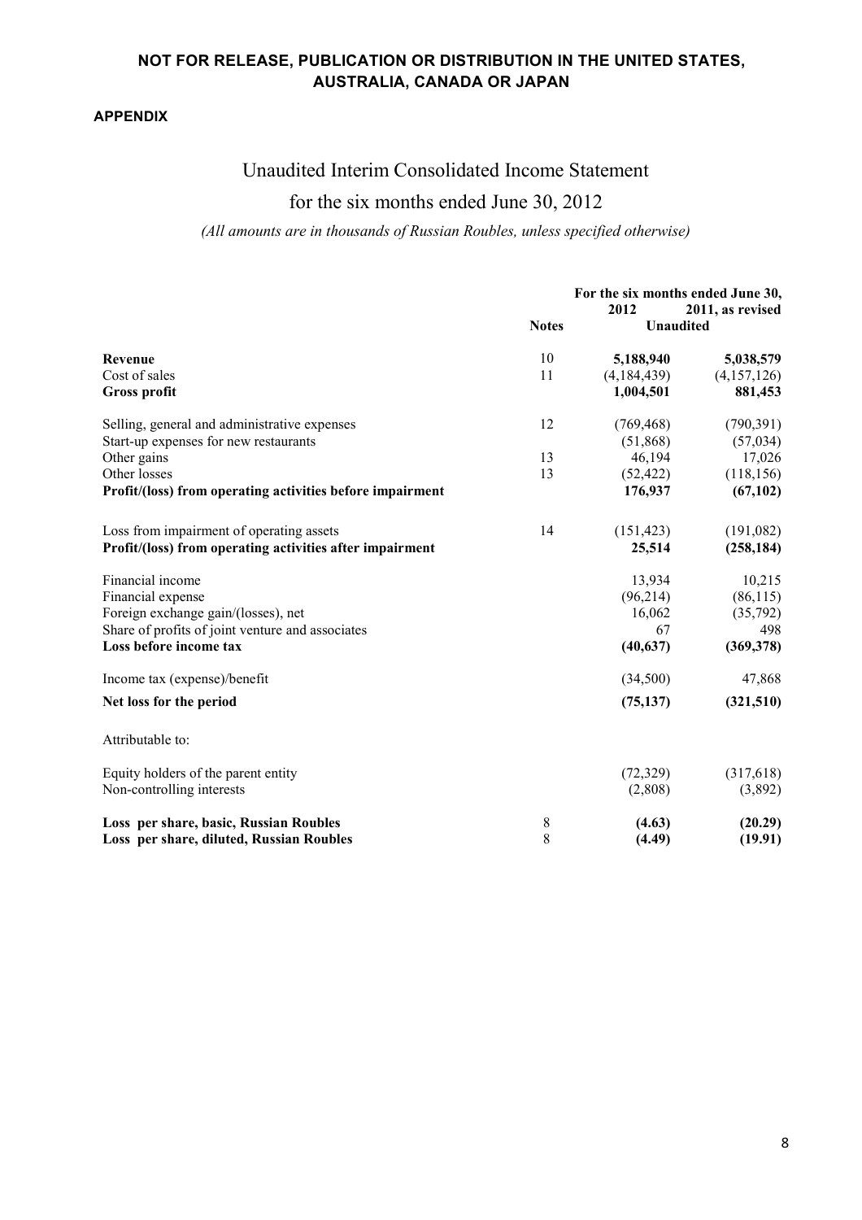**NOT FOR RELEASE, PUBLICATION OR DISTRIBUTION IN THE UNITED STATES, AUSTRALIA, CANADA OR JAPAN**

**APPENDIX**

# Unaudited Interim Consolidated Income Statement

## for the six months ended June 30, 2012

*(All amounts are in thousands of Russian Roubles, unless specified otherwise)*

| | | For the six months ended June 30, | |
|---|---|---|---|
| | | **2012** | **2011, as revised** |
| | **Notes** | **Unaudited** | |
| **Revenue** | 10 | **5,188,940** | **5,038,579** |
| Cost of sales | 11 | (4,184,439) | (4,157,126) |
| **Gross profit** | | **1,004,501** | **881,453** |
| Selling, general and administrative expenses | 12 | (769,468) | (790,391) |
| Start-up expenses for new restaurants | | (51,868) | (57,034) |
| Other gains | 13 | 46,194 | 17,026 |
| Other losses | 13 | (52,422) | (118,156) |
| **Profit/(loss) from operating activities before impairment** | | **176,937** | **(67,102)** |
| Loss from impairment of operating assets | 14 | (151,423) | (191,082) |
| **Profit/(loss) from operating activities after impairment** | | **25,514** | **(258,184)** |
| Financial income | | 13,934 | 10,215 |
| Financial expense | | (96,214) | (86,115) |
| Foreign exchange gain/(losses), net | | 16,062 | (35,792) |
| Share of profits of joint venture and associates | | 67 | 498 |
| **Loss before income tax** | | **(40,637)** | **(369,378)** |
| Income tax (expense)/benefit | | (34,500) | 47,868 |
| **Net loss for the period** | | **(75,137)** | **(321,510)** |
| Attributable to: | | | |
| Equity holders of the parent entity | | (72,329) | (317,618) |
| Non-controlling interests | | (2,808) | (3,892) |
| **Loss per share, basic, Russian Roubles** | 8 | **(4.63)** | **(20.29)** |
| **Loss per share, diluted, Russian Roubles** | 8 | **(4.49)** | **(19.91)** |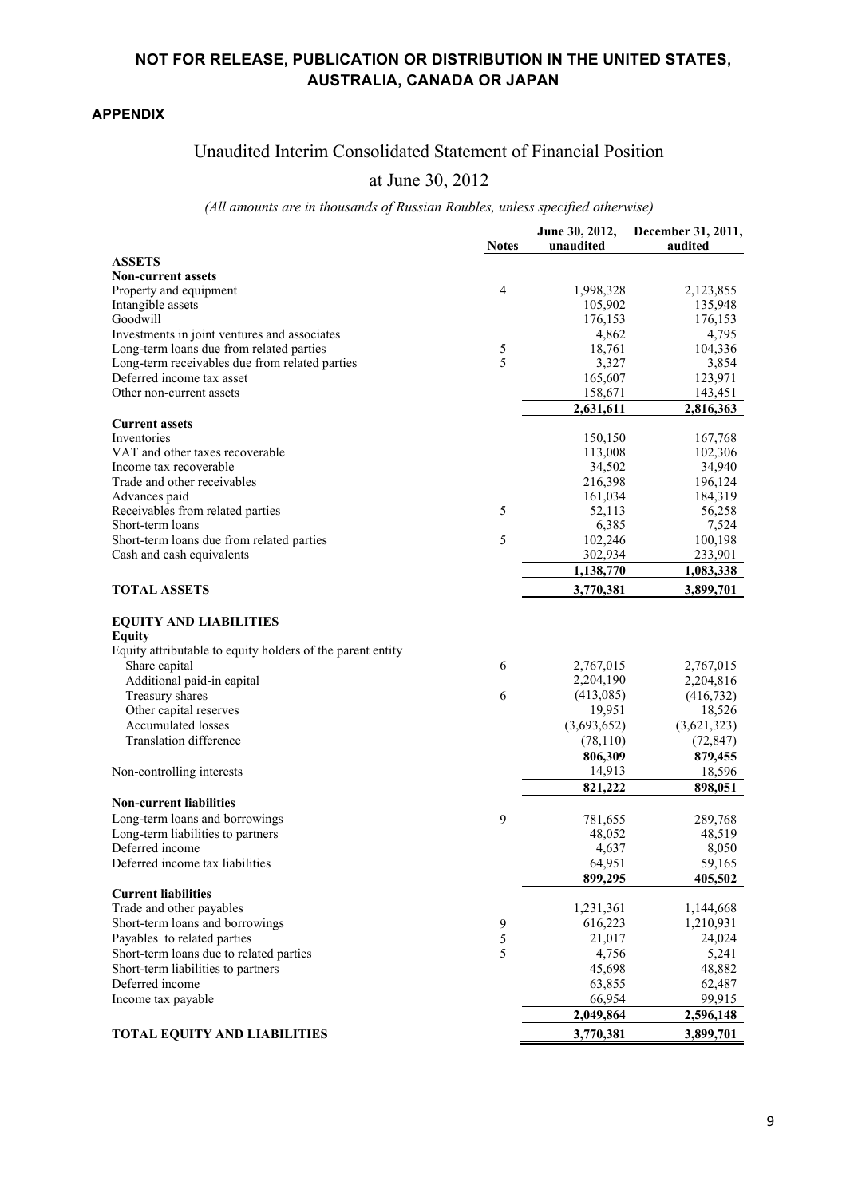**NOT FOR RELEASE, PUBLICATION OR DISTRIBUTION IN THE UNITED STATES, AUSTRALIA, CANADA OR JAPAN**

**APPENDIX**

# Unaudited Interim Consolidated Statement of Financial Position

## at June 30, 2012

*(All amounts are in thousands of Russian Roubles, unless specified otherwise)*

| | Notes | June 30, 2012, unaudited | December 31, 2011, audited |
|---|---|---|---|
| **ASSETS** | | | |
| **Non-current assets** | | | |
| Property and equipment | 4 | 1,998,328 | 2,123,855 |
| Intangible assets | | 105,902 | 135,948 |
| Goodwill | | 176,153 | 176,153 |
| Investments in joint ventures and associates | | 4,862 | 4,795 |
| Long-term loans due from related parties | 5 | 18,761 | 104,336 |
| Long-term receivables due from related parties | 5 | 3,327 | 3,854 |
| Deferred income tax asset | | 165,607 | 123,971 |
| Other non-current assets | | 158,671 | 143,451 |
| | | **2,631,611** | **2,816,363** |
| **Current assets** | | | |
| Inventories | | 150,150 | 167,768 |
| VAT and other taxes recoverable | | 113,008 | 102,306 |
| Income tax recoverable | | 34,502 | 34,940 |
| Trade and other receivables | | 216,398 | 196,124 |
| Advances paid | | 161,034 | 184,319 |
| Receivables from related parties | 5 | 52,113 | 56,258 |
| Short-term loans | | 6,385 | 7,524 |
| Short-term loans due from related parties | 5 | 102,246 | 100,198 |
| Cash and cash equivalents | | 302,934 | 233,901 |
| | | **1,138,770** | **1,083,338** |
| **TOTAL ASSETS** | | **3,770,381** | **3,899,701** |
| **EQUITY AND LIABILITIES** | | | |
| **Equity** | | | |
| Equity attributable to equity holders of the parent entity | | | |
| Share capital | 6 | 2,767,015 | 2,767,015 |
| Additional paid-in capital | | 2,204,190 | 2,204,816 |
| Treasury shares | 6 | (413,085) | (416,732) |
| Other capital reserves | | 19,951 | 18,526 |
| Accumulated losses | | (3,693,652) | (3,621,323) |
| Translation difference | | (78,110) | (72,847) |
| | | **806,309** | **879,455** |
| Non-controlling interests | | 14,913 | 18,596 |
| | | **821,222** | **898,051** |
| **Non-current liabilities** | | | |
| Long-term loans and borrowings | 9 | 781,655 | 289,768 |
| Long-term liabilities to partners | | 48,052 | 48,519 |
| Deferred income | | 4,637 | 8,050 |
| Deferred income tax liabilities | | 64,951 | 59,165 |
| | | **899,295** | **405,502** |
| **Current liabilities** | | | |
| Trade and other payables | | 1,231,361 | 1,144,668 |
| Short-term loans and borrowings | 9 | 616,223 | 1,210,931 |
| Payables to related parties | 5 | 21,017 | 24,024 |
| Short-term loans due to related parties | 5 | 4,756 | 5,241 |
| Short-term liabilities to partners | | 45,698 | 48,882 |
| Deferred income | | 63,855 | 62,487 |
| Income tax payable | | 66,954 | 99,915 |
| | | **2,049,864** | **2,596,148** |
| **TOTAL EQUITY AND LIABILITIES** | | **3,770,381** | **3,899,701** |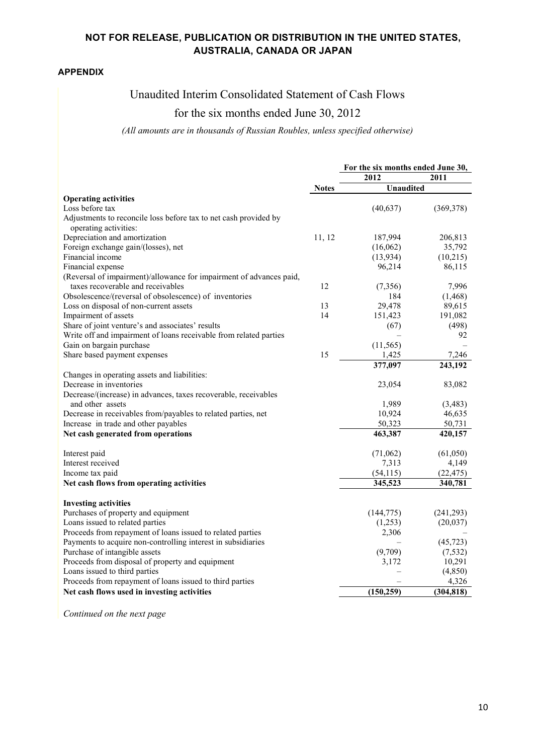**NOT FOR RELEASE, PUBLICATION OR DISTRIBUTION IN THE UNITED STATES, AUSTRALIA, CANADA OR JAPAN**

**APPENDIX**

# Unaudited Interim Consolidated Statement of Cash Flows

## for the six months ended June 30, 2012

*(All amounts are in thousands of Russian Roubles, unless specified otherwise)*

| | Notes | For the six months ended June 30, 2012 | 2011 |
|---|---|---|---|
| | | **Unaudited** | |
| **Operating activities** | | | |
| Loss before tax | | (40,637) | (369,378) |
| Adjustments to reconcile loss before tax to net cash provided by operating activities: | | | |
| Depreciation and amortization | 11, 12 | 187,994 | 206,813 |
| Foreign exchange gain/(losses), net | | (16,062) | 35,792 |
| Financial income | | (13,934) | (10,215) |
| Financial expense | | 96,214 | 86,115 |
| (Reversal of impairment)/allowance for impairment of advances paid, taxes recoverable and receivables | 12 | (7,356) | 7,996 |
| Obsolescence/(reversal of obsolescence) of inventories | | 184 | (1,468) |
| Loss on disposal of non-current assets | 13 | 29,478 | 89,615 |
| Impairment of assets | 14 | 151,423 | 191,082 |
| Share of joint venture's and associates' results | | (67) | (498) |
| Write off and impairment of loans receivable from related parties | | – | 92 |
| Gain on bargain purchase | | (11,565) | – |
| Share based payment expenses | 15 | 1,425 | 7,246 |
| | | **377,097** | **243,192** |
| Changes in operating assets and liabilities: | | | |
| Decrease in inventories | | 23,054 | 83,082 |
| Decrease/(increase) in advances, taxes recoverable, receivables and other assets | | 1,989 | (3,483) |
| Decrease in receivables from/payables to related parties, net | | 10,924 | 46,635 |
| Increase in trade and other payables | | 50,323 | 50,731 |
| **Net cash generated from operations** | | **463,387** | **420,157** |
| Interest paid | | (71,062) | (61,050) |
| Interest received | | 7,313 | 4,149 |
| Income tax paid | | (54,115) | (22,475) |
| **Net cash flows from operating activities** | | **345,523** | **340,781** |
| **Investing activities** | | | |
| Purchases of property and equipment | | (144,775) | (241,293) |
| Loans issued to related parties | | (1,253) | (20,037) |
| Proceeds from repayment of loans issued to related parties | | 2,306 | – |
| Payments to acquire non-controlling interest in subsidiaries | | – | (45,723) |
| Purchase of intangible assets | | (9,709) | (7,532) |
| Proceeds from disposal of property and equipment | | 3,172 | 10,291 |
| Loans issued to third parties | | – | (4,850) |
| Proceeds from repayment of loans issued to third parties | | – | 4,326 |
| **Net cash flows used in investing activities** | | **(150,259)** | **(304,818)** |

*Continued on the next page*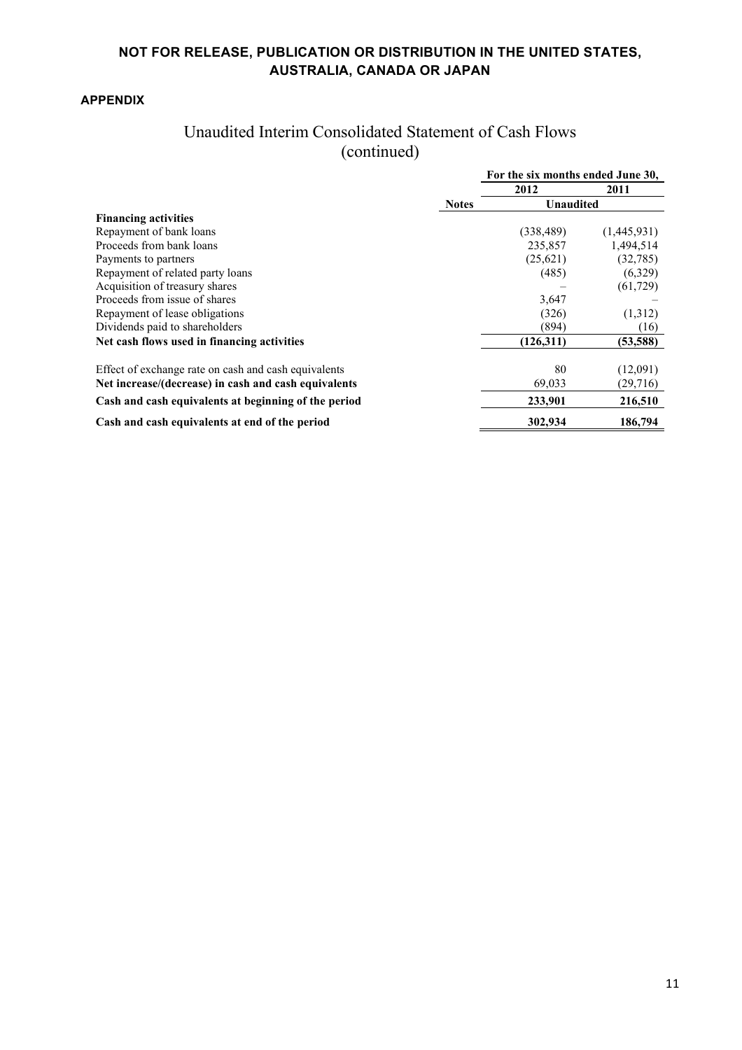**NOT FOR RELEASE, PUBLICATION OR DISTRIBUTION IN THE UNITED STATES, AUSTRALIA, CANADA OR JAPAN**

**APPENDIX**

# Unaudited Interim Consolidated Statement of Cash Flows (continued)

| | | For the six months ended June 30, | |
|---|---|---|---|
| | | 2012 | 2011 |
| | Notes | Unaudited | |
| **Financing activities** | | | |
| Repayment of bank loans | | (338,489) | (1,445,931) |
| Proceeds from bank loans | | 235,857 | 1,494,514 |
| Payments to partners | | (25,621) | (32,785) |
| Repayment of related party loans | | (485) | (6,329) |
| Acquisition of treasury shares | | – | (61,729) |
| Proceeds from issue of shares | | 3,647 | – |
| Repayment of lease obligations | | (326) | (1,312) |
| Dividends paid to shareholders | | (894) | (16) |
| **Net cash flows used in financing activities** | | **(126,311)** | **(53,588)** |
| Effect of exchange rate on cash and cash equivalents | | 80 | (12,091) |
| **Net increase/(decrease) in cash and cash equivalents** | | 69,033 | (29,716) |
| **Cash and cash equivalents at beginning of the period** | | **233,901** | **216,510** |
| **Cash and cash equivalents at end of the period** | | **302,934** | **186,794** |